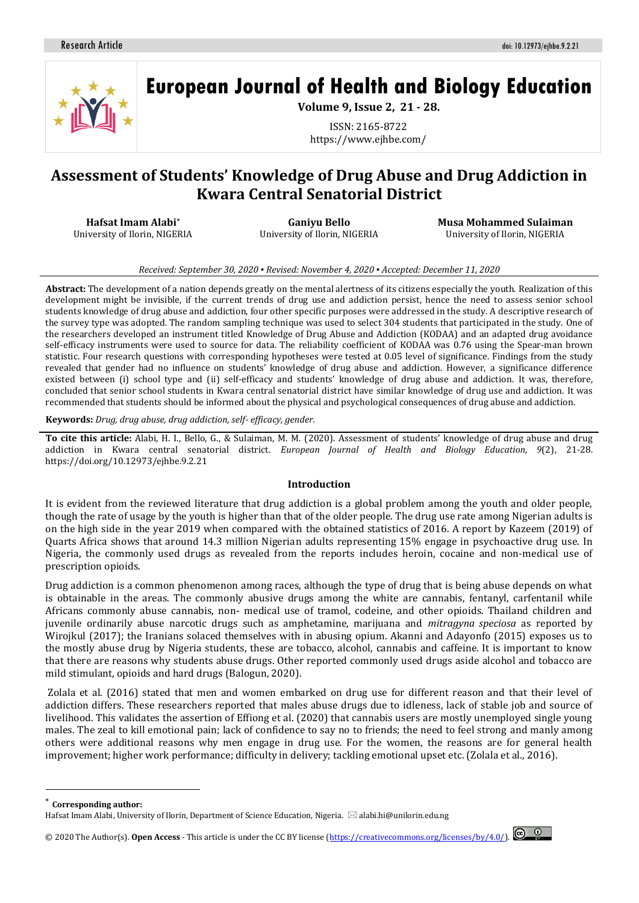# Assessment of Students' Knowledge of Drug Abuse and Drug Addiction in Kwara Central Senatorial District

**Hafsat Imam Alabi***
University of Ilorin, NIGERIA

**Ganiyu Bello**
University of Ilorin, NIGERIA

**Musa Mohammed Sulaiman**
University of Ilorin, NIGERIA

*Received: September 30, 2020 ▪ Revised: November 4, 2020 ▪ Accepted: December 11, 2020*

**Abstract:** The development of a nation depends greatly on the mental alertness of its citizens especially the youth. Realization of this development might be invisible, if the current trends of drug use and addiction persist, hence the need to assess senior school students knowledge of drug abuse and addiction, four other specific purposes were addressed in the study. A descriptive research of the survey type was adopted. The random sampling technique was used to select 304 students that participated in the study. One of the researchers developed an instrument titled Knowledge of Drug Abuse and Addiction (KODAA) and an adapted drug avoidance self-efficacy instruments were used to source for data. The reliability coefficient of KODAA was 0.76 using the Spear-man brown statistic. Four research questions with corresponding hypotheses were tested at 0.05 level of significance. Findings from the study revealed that gender had no influence on students' knowledge of drug abuse and addiction. However, a significance difference existed between (i) school type and (ii) self-efficacy and students' knowledge of drug abuse and addiction. It was, therefore, concluded that senior school students in Kwara central senatorial district have similar knowledge of drug use and addiction. It was recommended that students should be informed about the physical and psychological consequences of drug abuse and addiction.

**Keywords:** *Drug, drug abuse, drug addiction, self- efficacy, gender.*

**To cite this article:** Alabi, H. I., Bello, G., & Sulaiman, M. M. (2020). Assessment of students' knowledge of drug abuse and drug addiction in Kwara central senatorial district. *European Journal of Health and Biology Education, 9*(2), 21-28. https://doi.org/10.12973/ejhbe.9.2.21

## Introduction

It is evident from the reviewed literature that drug addiction is a global problem among the youth and older people, though the rate of usage by the youth is higher than that of the older people. The drug use rate among Nigerian adults is on the high side in the year 2019 when compared with the obtained statistics of 2016. A report by Kazeem (2019) of Quarts Africa shows that around 14.3 million Nigerian adults representing 15% engage in psychoactive drug use. In Nigeria, the commonly used drugs as revealed from the reports includes heroin, cocaine and non-medical use of prescription opioids.

Drug addiction is a common phenomenon among races, although the type of drug that is being abuse depends on what is obtainable in the areas. The commonly abusive drugs among the white are cannabis, fentanyl, carfentanil while Africans commonly abuse cannabis, non- medical use of tramol, codeine, and other opioids. Thailand children and juvenile ordinarily abuse narcotic drugs such as amphetamine, marijuana and *mitragyna speciosa* as reported by Wirojkul (2017); the Iranians solaced themselves with in abusing opium. Akanni and Adayonfo (2015) exposes us to the mostly abuse drug by Nigeria students, these are tobacco, alcohol, cannabis and caffeine. It is important to know that there are reasons why students abuse drugs. Other reported commonly used drugs aside alcohol and tobacco are mild stimulant, opioids and hard drugs (Balogun, 2020).

Zolala et al. (2016) stated that men and women embarked on drug use for different reason and that their level of addiction differs. These researchers reported that males abuse drugs due to idleness, lack of stable job and source of livelihood. This validates the assertion of Effiong et al. (2020) that cannabis users are mostly unemployed single young males. The zeal to kill emotional pain; lack of confidence to say no to friends; the need to feel strong and manly among others were additional reasons why men engage in drug use. For the women, the reasons are for general health improvement; higher work performance; difficulty in delivery; tackling emotional upset etc. (Zolala et al., 2016).

---

\* **Corresponding author:**
Hafsat Imam Alabi, University of Ilorin, Department of Science Education, Nigeria. ✉ alabi.hi@unilorin.edu.ng

© 2020 The Author(s). **Open Access** - This article is under the CC BY license (https://creativecommons.org/licenses/by/4.0/).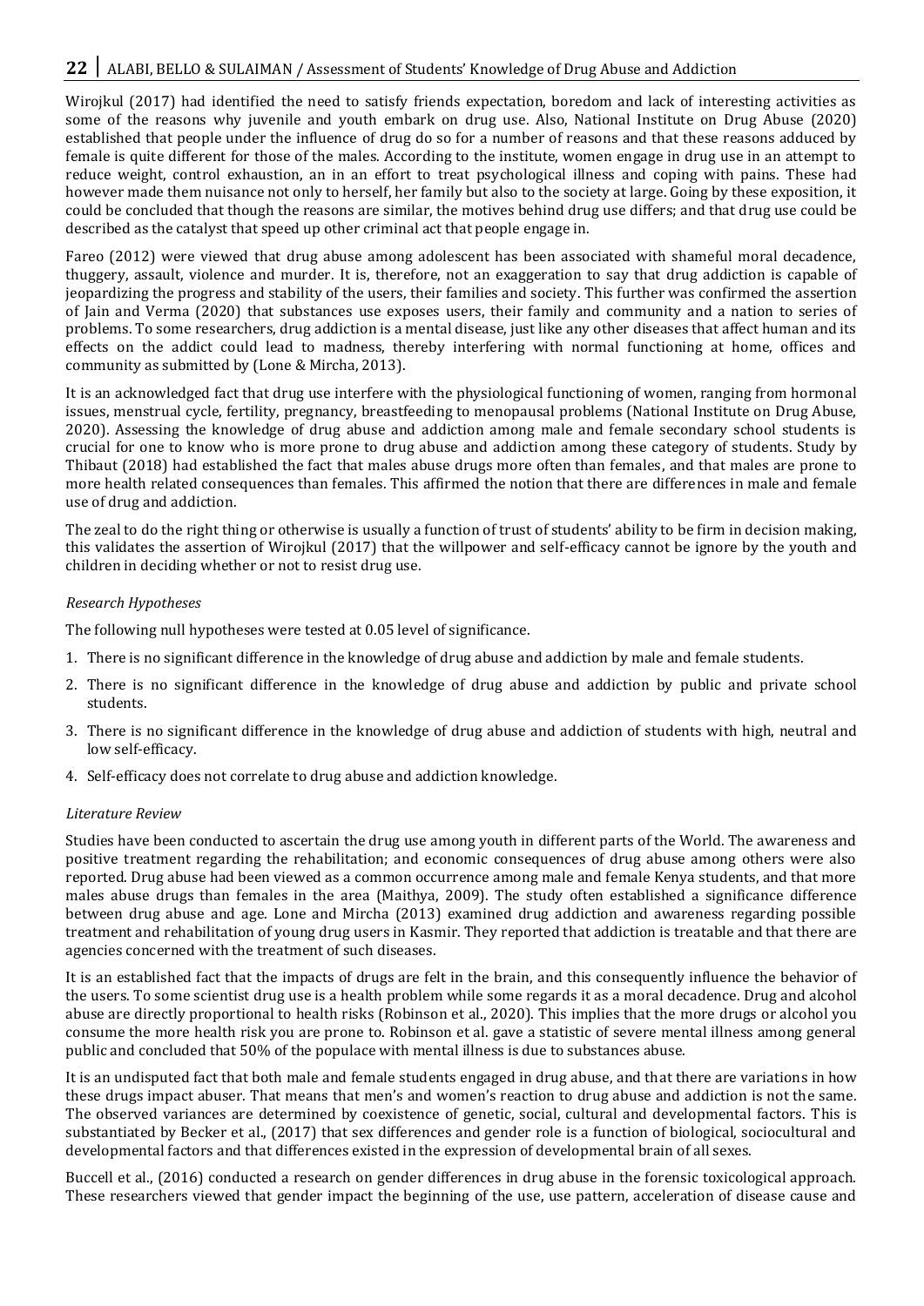Wirojkul (2017) had identified the need to satisfy friends expectation, boredom and lack of interesting activities as some of the reasons why juvenile and youth embark on drug use. Also, National Institute on Drug Abuse (2020) established that people under the influence of drug do so for a number of reasons and that these reasons adduced by female is quite different for those of the males. According to the institute, women engage in drug use in an attempt to reduce weight, control exhaustion, an in an effort to treat psychological illness and coping with pains. These had however made them nuisance not only to herself, her family but also to the society at large. Going by these exposition, it could be concluded that though the reasons are similar, the motives behind drug use differs; and that drug use could be described as the catalyst that speed up other criminal act that people engage in.

Fareo (2012) were viewed that drug abuse among adolescent has been associated with shameful moral decadence, thuggery, assault, violence and murder. It is, therefore, not an exaggeration to say that drug addiction is capable of jeopardizing the progress and stability of the users, their families and society. This further was confirmed the assertion of Jain and Verma (2020) that substances use exposes users, their family and community and a nation to series of problems. To some researchers, drug addiction is a mental disease, just like any other diseases that affect human and its effects on the addict could lead to madness, thereby interfering with normal functioning at home, offices and community as submitted by (Lone & Mircha, 2013).

It is an acknowledged fact that drug use interfere with the physiological functioning of women, ranging from hormonal issues, menstrual cycle, fertility, pregnancy, breastfeeding to menopausal problems (National Institute on Drug Abuse, 2020). Assessing the knowledge of drug abuse and addiction among male and female secondary school students is crucial for one to know who is more prone to drug abuse and addiction among these category of students. Study by Thibaut (2018) had established the fact that males abuse drugs more often than females, and that males are prone to more health related consequences than females. This affirmed the notion that there are differences in male and female use of drug and addiction.

The zeal to do the right thing or otherwise is usually a function of trust of students' ability to be firm in decision making, this validates the assertion of Wirojkul (2017) that the willpower and self-efficacy cannot be ignore by the youth and children in deciding whether or not to resist drug use.

*Research Hypotheses*

The following null hypotheses were tested at 0.05 level of significance.

1. There is no significant difference in the knowledge of drug abuse and addiction by male and female students.
2. There is no significant difference in the knowledge of drug abuse and addiction by public and private school students.
3. There is no significant difference in the knowledge of drug abuse and addiction of students with high, neutral and low self-efficacy.
4. Self-efficacy does not correlate to drug abuse and addiction knowledge.

*Literature Review*

Studies have been conducted to ascertain the drug use among youth in different parts of the World. The awareness and positive treatment regarding the rehabilitation; and economic consequences of drug abuse among others were also reported. Drug abuse had been viewed as a common occurrence among male and female Kenya students, and that more males abuse drugs than females in the area (Maithya, 2009). The study often established a significance difference between drug abuse and age. Lone and Mircha (2013) examined drug addiction and awareness regarding possible treatment and rehabilitation of young drug users in Kasmir. They reported that addiction is treatable and that there are agencies concerned with the treatment of such diseases.

It is an established fact that the impacts of drugs are felt in the brain, and this consequently influence the behavior of the users. To some scientist drug use is a health problem while some regards it as a moral decadence. Drug and alcohol abuse are directly proportional to health risks (Robinson et al., 2020). This implies that the more drugs or alcohol you consume the more health risk you are prone to. Robinson et al. gave a statistic of severe mental illness among general public and concluded that 50% of the populace with mental illness is due to substances abuse.

It is an undisputed fact that both male and female students engaged in drug abuse, and that there are variations in how these drugs impact abuser. That means that men's and women's reaction to drug abuse and addiction is not the same. The observed variances are determined by coexistence of genetic, social, cultural and developmental factors. This is substantiated by Becker et al., (2017) that sex differences and gender role is a function of biological, sociocultural and developmental factors and that differences existed in the expression of developmental brain of all sexes.

Buccell et al., (2016) conducted a research on gender differences in drug abuse in the forensic toxicological approach. These researchers viewed that gender impact the beginning of the use, use pattern, acceleration of disease cause and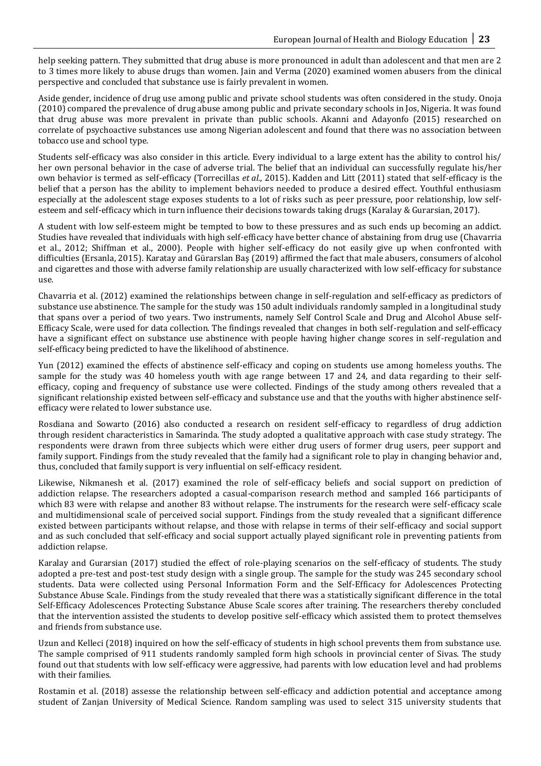help seeking pattern. They submitted that drug abuse is more pronounced in adult than adolescent and that men are 2 to 3 times more likely to abuse drugs than women. Jain and Verma (2020) examined women abusers from the clinical perspective and concluded that substance use is fairly prevalent in women.

Aside gender, incidence of drug use among public and private school students was often considered in the study. Onoja (2010) compared the prevalence of drug abuse among public and private secondary schools in Jos, Nigeria. It was found that drug abuse was more prevalent in private than public schools. Akanni and Adayonfo (2015) researched on correlate of psychoactive substances use among Nigerian adolescent and found that there was no association between tobacco use and school type.

Students self-efficacy was also consider in this article. Every individual to a large extent has the ability to control his/ her own personal behavior in the case of adverse trial. The belief that an individual can successfully regulate his/her own behavior is termed as self-efficacy (Torrecillas *et al.*, 2015). Kadden and Litt (2011) stated that self-efficacy is the belief that a person has the ability to implement behaviors needed to produce a desired effect. Youthful enthusiasm especially at the adolescent stage exposes students to a lot of risks such as peer pressure, poor relationship, low self-esteem and self-efficacy which in turn influence their decisions towards taking drugs (Karalay & Gurarsian, 2017).

A student with low self-esteem might be tempted to bow to these pressures and as such ends up becoming an addict. Studies have revealed that individuals with high self-efficacy have better chance of abstaining from drug use (Chavarria et al., 2012; Shiffman et al., 2000). People with higher self-efficacy do not easily give up when confronted with difficulties (Ersanla, 2015). Karatay and Gürarslan Baş (2019) affirmed the fact that male abusers, consumers of alcohol and cigarettes and those with adverse family relationship are usually characterized with low self-efficacy for substance use.

Chavarria et al. (2012) examined the relationships between change in self-regulation and self-efficacy as predictors of substance use abstinence. The sample for the study was 150 adult individuals randomly sampled in a longitudinal study that spans over a period of two years. Two instruments, namely Self Control Scale and Drug and Alcohol Abuse self-Efficacy Scale, were used for data collection. The findings revealed that changes in both self-regulation and self-efficacy have a significant effect on substance use abstinence with people having higher change scores in self-regulation and self-efficacy being predicted to have the likelihood of abstinence.

Yun (2012) examined the effects of abstinence self-efficacy and coping on students use among homeless youths. The sample for the study was 40 homeless youth with age range between 17 and 24, and data regarding to their self-efficacy, coping and frequency of substance use were collected. Findings of the study among others revealed that a significant relationship existed between self-efficacy and substance use and that the youths with higher abstinence self-efficacy were related to lower substance use.

Rosdiana and Sowarto (2016) also conducted a research on resident self-efficacy to regardless of drug addiction through resident characteristics in Samarinda. The study adopted a qualitative approach with case study strategy. The respondents were drawn from three subjects which were either drug users of former drug users, peer support and family support. Findings from the study revealed that the family had a significant role to play in changing behavior and, thus, concluded that family support is very influential on self-efficacy resident.

Likewise, Nikmanesh et al. (2017) examined the role of self-efficacy beliefs and social support on prediction of addiction relapse. The researchers adopted a casual-comparison research method and sampled 166 participants of which 83 were with relapse and another 83 without relapse. The instruments for the research were self-efficacy scale and multidimensional scale of perceived social support. Findings from the study revealed that a significant difference existed between participants without relapse, and those with relapse in terms of their self-efficacy and social support and as such concluded that self-efficacy and social support actually played significant role in preventing patients from addiction relapse.

Karalay and Gurarsian (2017) studied the effect of role-playing scenarios on the self-efficacy of students. The study adopted a pre-test and post-test study design with a single group. The sample for the study was 245 secondary school students. Data were collected using Personal Information Form and the Self-Efficacy for Adolescences Protecting Substance Abuse Scale. Findings from the study revealed that there was a statistically significant difference in the total Self-Efficacy Adolescences Protecting Substance Abuse Scale scores after training. The researchers thereby concluded that the intervention assisted the students to develop positive self-efficacy which assisted them to protect themselves and friends from substance use.

Uzun and Kelleci (2018) inquired on how the self-efficacy of students in high school prevents them from substance use. The sample comprised of 911 students randomly sampled form high schools in provincial center of Sivas. The study found out that students with low self-efficacy were aggressive, had parents with low education level and had problems with their families.

Rostamin et al. (2018) assesse the relationship between self-efficacy and addiction potential and acceptance among student of Zanjan University of Medical Science. Random sampling was used to select 315 university students that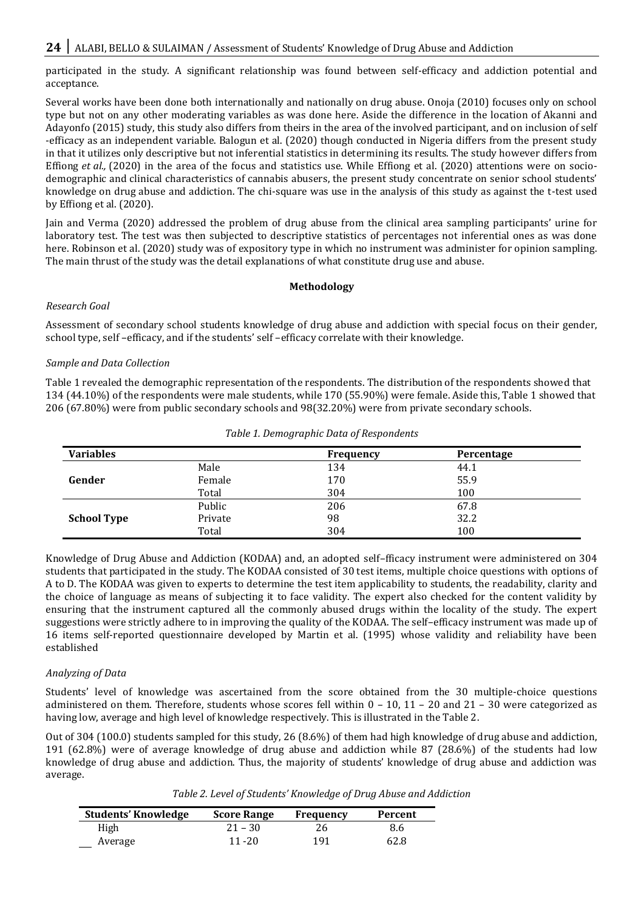participated in the study. A significant relationship was found between self-efficacy and addiction potential and acceptance.

Several works have been done both internationally and nationally on drug abuse. Onoja (2010) focuses only on school type but not on any other moderating variables as was done here. Aside the difference in the location of Akanni and Adayonfo (2015) study, this study also differs from theirs in the area of the involved participant, and on inclusion of self -efficacy as an independent variable. Balogun et al. (2020) though conducted in Nigeria differs from the present study in that it utilizes only descriptive but not inferential statistics in determining its results. The study however differs from Effiong *et al.,* (2020) in the area of the focus and statistics use. While Effiong et al. (2020) attentions were on socio-demographic and clinical characteristics of cannabis abusers, the present study concentrate on senior school students' knowledge on drug abuse and addiction. The chi-square was use in the analysis of this study as against the t-test used by Effiong et al. (2020).

Jain and Verma (2020) addressed the problem of drug abuse from the clinical area sampling participants' urine for laboratory test. The test was then subjected to descriptive statistics of percentages not inferential ones as was done here. Robinson et al. (2020) study was of expository type in which no instrument was administer for opinion sampling. The main thrust of the study was the detail explanations of what constitute drug use and abuse.

## Methodology

*Research Goal*

Assessment of secondary school students knowledge of drug abuse and addiction with special focus on their gender, school type, self –efficacy, and if the students' self –efficacy correlate with their knowledge.

*Sample and Data Collection*

Table 1 revealed the demographic representation of the respondents. The distribution of the respondents showed that 134 (44.10%) of the respondents were male students, while 170 (55.90%) were female. Aside this, Table 1 showed that 206 (67.80%) were from public secondary schools and 98(32.20%) were from private secondary schools.

*Table 1. Demographic Data of Respondents*

| Variables | | Frequency | Percentage |
|---|---|---|---|
| Gender | Male | 134 | 44.1 |
| | Female | 170 | 55.9 |
| | Total | 304 | 100 |
| School Type | Public | 206 | 67.8 |
| | Private | 98 | 32.2 |
| | Total | 304 | 100 |

Knowledge of Drug Abuse and Addiction (KODAA) and, an adopted self–fficacy instrument were administered on 304 students that participated in the study. The KODAA consisted of 30 test items, multiple choice questions with options of A to D. The KODAA was given to experts to determine the test item applicability to students, the readability, clarity and the choice of language as means of subjecting it to face validity. The expert also checked for the content validity by ensuring that the instrument captured all the commonly abused drugs within the locality of the study. The expert suggestions were strictly adhere to in improving the quality of the KODAA. The self–efficacy instrument was made up of 16 items self-reported questionnaire developed by Martin et al. (1995) whose validity and reliability have been established

*Analyzing of Data*

Students' level of knowledge was ascertained from the score obtained from the 30 multiple-choice questions administered on them. Therefore, students whose scores fell within 0 – 10, 11 – 20 and 21 – 30 were categorized as having low, average and high level of knowledge respectively. This is illustrated in the Table 2.

Out of 304 (100.0) students sampled for this study, 26 (8.6%) of them had high knowledge of drug abuse and addiction, 191 (62.8%) were of average knowledge of drug abuse and addiction while 87 (28.6%) of the students had low knowledge of drug abuse and addiction. Thus, the majority of students' knowledge of drug abuse and addiction was average.

*Table 2. Level of Students' Knowledge of Drug Abuse and Addiction*

| Students' Knowledge | Score Range | Frequency | Percent |
|---|---|---|---|
| High | 21 – 30 | 26 | 8.6 |
| Average | 11 -20 | 191 | 62.8 |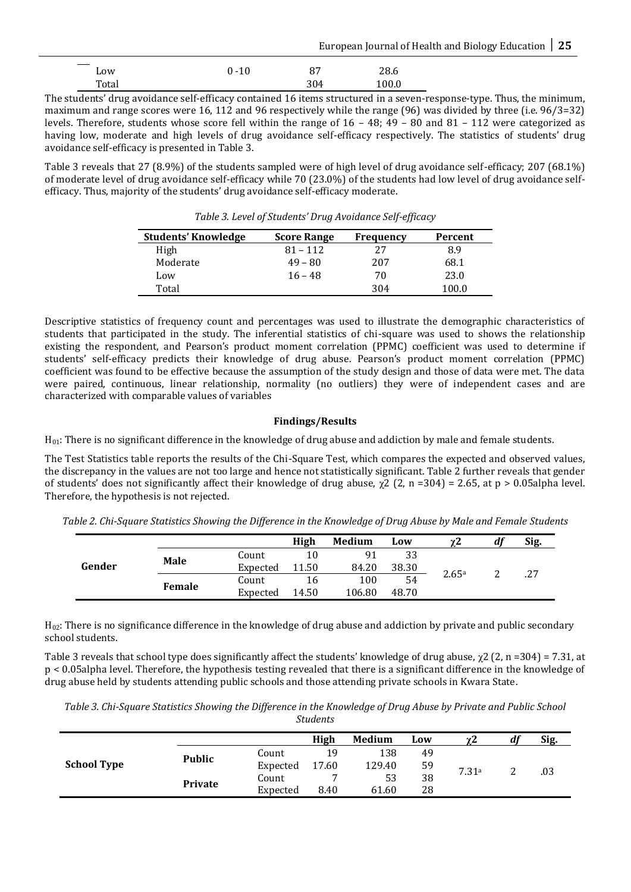| | | | |
|---|---|---|---|
| Low | 0 - 10 | 87 | 28.6 |
| Total | | 304 | 100.0 |

The students' drug avoidance self-efficacy contained 16 items structured in a seven-response-type. Thus, the minimum, maximum and range scores were 16, 112 and 96 respectively while the range (96) was divided by three (i.e. 96/3=32) levels. Therefore, students whose score fell within the range of 16 – 48; 49 – 80 and 81 – 112 were categorized as having low, moderate and high levels of drug avoidance self-efficacy respectively. The statistics of students' drug avoidance self-efficacy is presented in Table 3.

Table 3 reveals that 27 (8.9%) of the students sampled were of high level of drug avoidance self-efficacy; 207 (68.1%) of moderate level of drug avoidance self-efficacy while 70 (23.0%) of the students had low level of drug avoidance self-efficacy. Thus, majority of the students' drug avoidance self-efficacy moderate.

*Table 3. Level of Students' Drug Avoidance Self-efficacy*

| Students' Knowledge | Score Range | Frequency | Percent |
|---|---|---|---|
| High | 81 – 112 | 27 | 8.9 |
| Moderate | 49 – 80 | 207 | 68.1 |
| Low | 16 – 48 | 70 | 23.0 |
| Total | | 304 | 100.0 |

Descriptive statistics of frequency count and percentages was used to illustrate the demographic characteristics of students that participated in the study. The inferential statistics of chi-square was used to shows the relationship existing the respondent, and Pearson's product moment correlation (PPMC) coefficient was used to determine if students' self-efficacy predicts their knowledge of drug abuse. Pearson's product moment correlation (PPMC) coefficient was found to be effective because the assumption of the study design and those of data were met. The data were paired, continuous, linear relationship, normality (no outliers) they were of independent cases and are characterized with comparable values of variables

## Findings/Results

$H_{01}$: There is no significant difference in the knowledge of drug abuse and addiction by male and female students.

The Test Statistics table reports the results of the Chi-Square Test, which compares the expected and observed values, the discrepancy in the values are not too large and hence not statistically significant. Table 2 further reveals that gender of students' does not significantly affect their knowledge of drug abuse, $\chi2$ (2, n =304) = 2.65, at $p > 0.05$alpha level. Therefore, the hypothesis is not rejected.

*Table 2. Chi-Square Statistics Showing the Difference in the Knowledge of Drug Abuse by Male and Female Students*

| | | | High | Medium | Low | $\chi2$ | *df* | Sig. |
|---|---|---|---|---|---|---|---|---|
| Gender | Male | Count | 10 | 91 | 33 | $2.65^a$ | 2 | .27 |
| | | Expected | 11.50 | 84.20 | 38.30 | | | |
| | Female | Count | 16 | 100 | 54 | | | |
| | | Expected | 14.50 | 106.80 | 48.70 | | | |

$H_{02}$: There is no significance difference in the knowledge of drug abuse and addiction by private and public secondary school students.

Table 3 reveals that school type does significantly affect the students' knowledge of drug abuse, $\chi2$ (2, n =304) = 7.31, at $p < 0.05$alpha level. Therefore, the hypothesis testing revealed that there is a significant difference in the knowledge of drug abuse held by students attending public schools and those attending private schools in Kwara State.

*Table 3. Chi-Square Statistics Showing the Difference in the Knowledge of Drug Abuse by Private and Public School Students*

| | | | High | Medium | Low | $\chi2$ | *df* | Sig. |
|---|---|---|---|---|---|---|---|---|
| School Type | Public | Count | 19 | 138 | 49 | $7.31^a$ | 2 | .03 |
| | | Expected | 17.60 | 129.40 | 59 | | | |
| | Private | Count | 7 | 53 | 38 | | | |
| | | Expected | 8.40 | 61.60 | 28 | | | |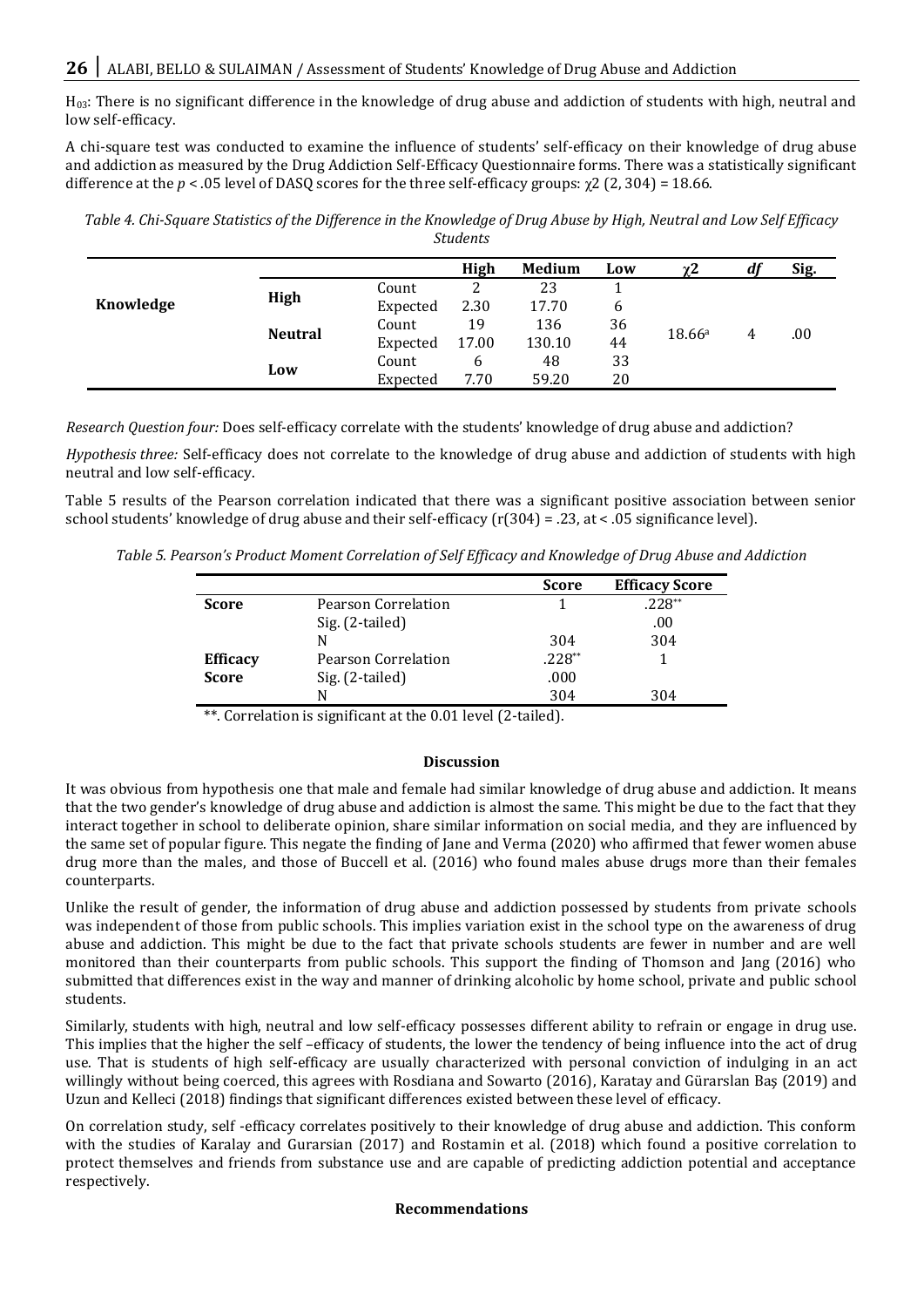$H_{03}$: There is no significant difference in the knowledge of drug abuse and addiction of students with high, neutral and low self-efficacy.

A chi-square test was conducted to examine the influence of students' self-efficacy on their knowledge of drug abuse and addiction as measured by the Drug Addiction Self-Efficacy Questionnaire forms. There was a statistically significant difference at the $p < .05$ level of DASQ scores for the three self-efficacy groups: $\chi 2$ (2, 304) = 18.66.

*Table 4. Chi-Square Statistics of the Difference in the Knowledge of Drug Abuse by High, Neutral and Low Self Efficacy Students*

| | | | High | Medium | Low | $\chi 2$ | *df* | Sig. |
|---|---|---|---|---|---|---|---|---|
| **Knowledge** | **High** | Count | 2 | 23 | 1 | 18.66[a] | 4 | .00 |
| | | Expected | 2.30 | 17.70 | 6 | | | |
| | **Neutral** | Count | 19 | 136 | 36 | | | |
| | | Expected | 17.00 | 130.10 | 44 | | | |
| | **Low** | Count | 6 | 48 | 33 | | | |
| | | Expected | 7.70 | 59.20 | 20 | | | |

*Research Question four:* Does self-efficacy correlate with the students' knowledge of drug abuse and addiction?

*Hypothesis three:* Self-efficacy does not correlate to the knowledge of drug abuse and addiction of students with high neutral and low self-efficacy.

Table 5 results of the Pearson correlation indicated that there was a significant positive association between senior school students' knowledge of drug abuse and their self-efficacy (r(304) = .23, at < .05 significance level).

*Table 5. Pearson's Product Moment Correlation of Self Efficacy and Knowledge of Drug Abuse and Addiction*

| | | Score | Efficacy Score |
|---|---|---|---|
| **Score** | Pearson Correlation | 1 | .228** |
| | Sig. (2-tailed) | | .00 |
| | N | 304 | 304 |
| **Efficacy Score** | Pearson Correlation | .228** | 1 |
| | Sig. (2-tailed) | .000 | |
| | N | 304 | 304 |

**. Correlation is significant at the 0.01 level (2-tailed).

## Discussion

It was obvious from hypothesis one that male and female had similar knowledge of drug abuse and addiction. It means that the two gender's knowledge of drug abuse and addiction is almost the same. This might be due to the fact that they interact together in school to deliberate opinion, share similar information on social media, and they are influenced by the same set of popular figure. This negate the finding of Jane and Verma (2020) who affirmed that fewer women abuse drug more than the males, and those of Buccell et al. (2016) who found males abuse drugs more than their females counterparts.

Unlike the result of gender, the information of drug abuse and addiction possessed by students from private schools was independent of those from public schools. This implies variation exist in the school type on the awareness of drug abuse and addiction. This might be due to the fact that private schools students are fewer in number and are well monitored than their counterparts from public schools. This support the finding of Thomson and Jang (2016) who submitted that differences exist in the way and manner of drinking alcoholic by home school, private and public school students.

Similarly, students with high, neutral and low self-efficacy possesses different ability to refrain or engage in drug use. This implies that the higher the self –efficacy of students, the lower the tendency of being influence into the act of drug use. That is students of high self-efficacy are usually characterized with personal conviction of indulging in an act willingly without being coerced, this agrees with Rosdiana and Sowarto (2016), Karatay and Gürarslan Baş (2019) and Uzun and Kelleci (2018) findings that significant differences existed between these level of efficacy.

On correlation study, self -efficacy correlates positively to their knowledge of drug abuse and addiction. This conform with the studies of Karalay and Gurarsian (2017) and Rostamin et al. (2018) which found a positive correlation to protect themselves and friends from substance use and are capable of predicting addiction potential and acceptance respectively.

## Recommendations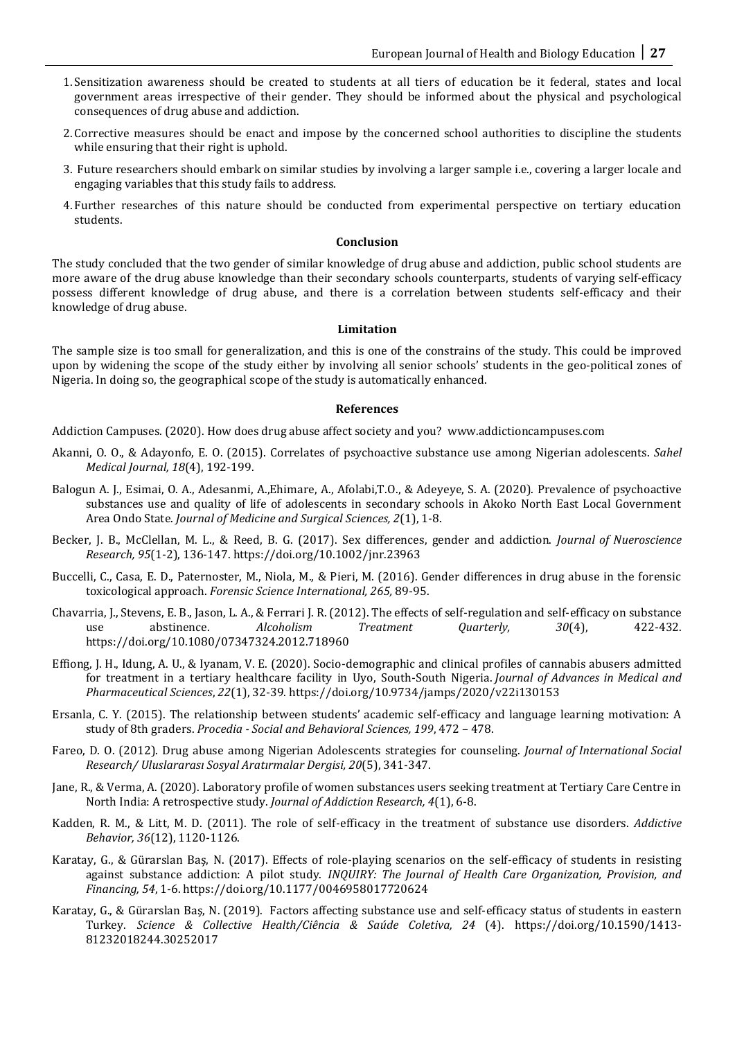1. Sensitization awareness should be created to students at all tiers of education be it federal, states and local government areas irrespective of their gender. They should be informed about the physical and psychological consequences of drug abuse and addiction.
2. Corrective measures should be enact and impose by the concerned school authorities to discipline the students while ensuring that their right is uphold.
3. Future researchers should embark on similar studies by involving a larger sample i.e., covering a larger locale and engaging variables that this study fails to address.
4. Further researches of this nature should be conducted from experimental perspective on tertiary education students.

### Conclusion

The study concluded that the two gender of similar knowledge of drug abuse and addiction, public school students are more aware of the drug abuse knowledge than their secondary schools counterparts, students of varying self-efficacy possess different knowledge of drug abuse, and there is a correlation between students self-efficacy and their knowledge of drug abuse.

### Limitation

The sample size is too small for generalization, and this is one of the constrains of the study. This could be improved upon by widening the scope of the study either by involving all senior schools' students in the geo-political zones of Nigeria. In doing so, the geographical scope of the study is automatically enhanced.

### References

Addiction Campuses. (2020). How does drug abuse affect society and you? www.addictioncampuses.com

Akanni, O. O., & Adayonfo, E. O. (2015). Correlates of psychoactive substance use among Nigerian adolescents. *Sahel Medical Journal, 18*(4), 192-199.

Balogun A. J., Esimai, O. A., Adesanmi, A.,Ehimare, A., Afolabi,T.O., & Adeyeye, S. A. (2020). Prevalence of psychoactive substances use and quality of life of adolescents in secondary schools in Akoko North East Local Government Area Ondo State. *Journal of Medicine and Surgical Sciences, 2*(1), 1-8.

Becker, J. B., McClellan, M. L., & Reed, B. G. (2017). Sex differences, gender and addiction. *Journal of Nueroscience Research, 95*(1-2), 136-147. https://doi.org/10.1002/jnr.23963

Buccelli, C., Casa, E. D., Paternoster, M., Niola, M., & Pieri, M. (2016). Gender differences in drug abuse in the forensic toxicological approach. *Forensic Science International, 265,* 89-95.

Chavarria, J., Stevens, E. B., Jason, L. A., & Ferrari J. R. (2012). The effects of self-regulation and self-efficacy on substance use abstinence. *Alcoholism Treatment Quarterly, 30*(4), 422-432. https://doi.org/10.1080/07347324.2012.718960

Effiong, J. H., Idung, A. U., & Iyanam, V. E. (2020). Socio-demographic and clinical profiles of cannabis abusers admitted for treatment in a tertiary healthcare facility in Uyo, South-South Nigeria. *Journal of Advances in Medical and Pharmaceutical Sciences*, *22*(1), 32-39. https://doi.org/10.9734/jamps/2020/v22i130153

Ersanla, C. Y. (2015). The relationship between students' academic self-efficacy and language learning motivation: A study of 8th graders. *Procedia - Social and Behavioral Sciences, 199*, 472 – 478.

Fareo, D. O. (2012). Drug abuse among Nigerian Adolescents strategies for counseling. *Journal of International Social Research/ Uluslararası Sosyal Aratırmalar Dergisi, 20*(5), 341-347.

Jane, R., & Verma, A. (2020). Laboratory profile of women substances users seeking treatment at Tertiary Care Centre in North India: A retrospective study. *Journal of Addiction Research, 4*(1), 6-8.

Kadden, R. M., & Litt, M. D. (2011). The role of self-efficacy in the treatment of substance use disorders. *Addictive Behavior, 36*(12), 1120-1126.

Karatay, G., & Gürarslan Baş, N. (2017). Effects of role-playing scenarios on the self-efficacy of students in resisting against substance addiction: A pilot study. *INQUIRY: The Journal of Health Care Organization, Provision, and Financing, 54*, 1-6. https://doi.org/10.1177/0046958017720624

Karatay, G., & Gürarslan Baş, N. (2019). Factors affecting substance use and self-efficacy status of students in eastern Turkey. *Science & Collective Health/Ciência & Saúde Coletiva, 24* (4). https://doi.org/10.1590/1413-81232018244.30252017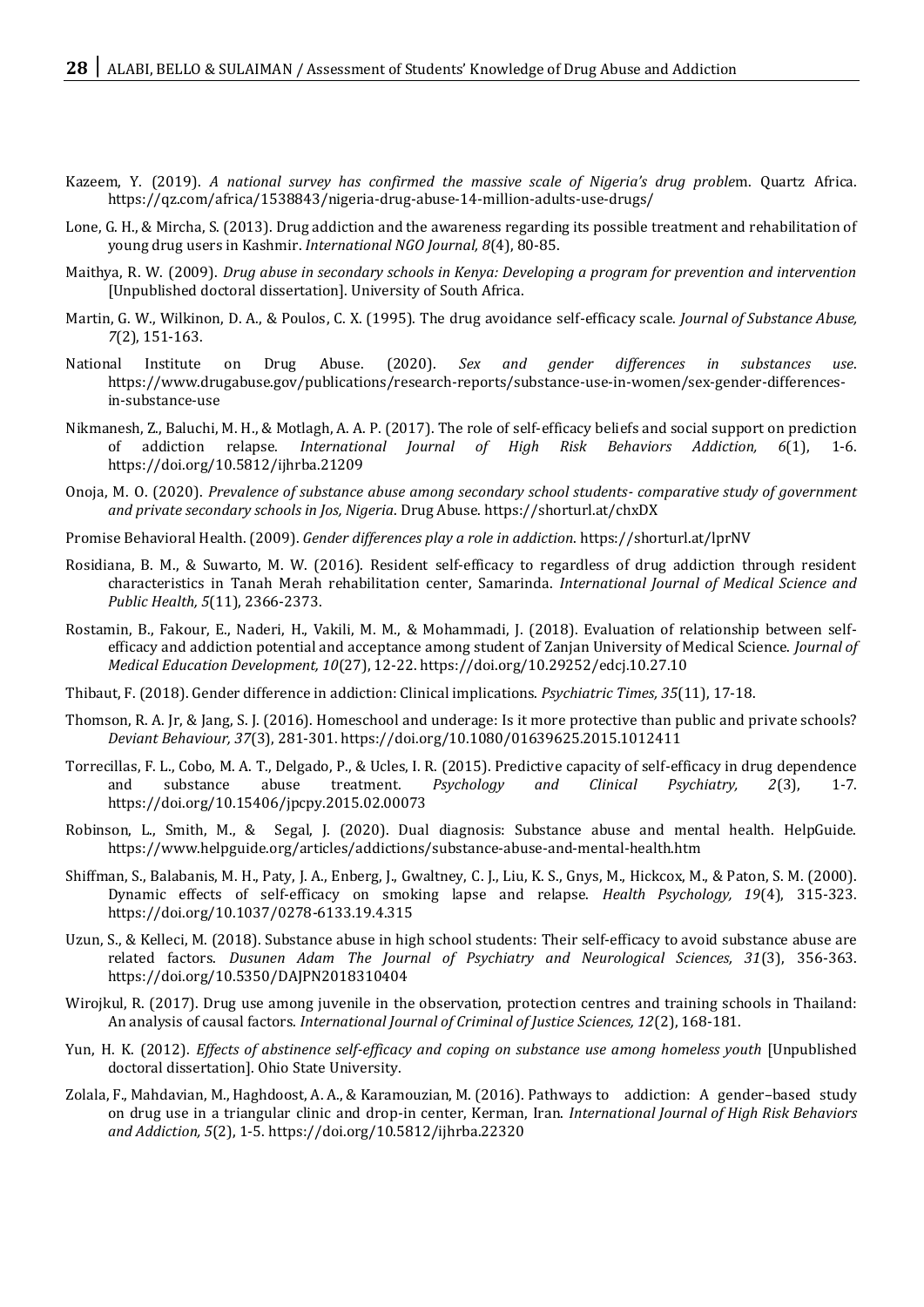Kazeem, Y. (2019). *A national survey has confirmed the massive scale of Nigeria's drug proble*m. Quartz Africa. https://qz.com/africa/1538843/nigeria-drug-abuse-14-million-adults-use-drugs/

Lone, G. H., & Mircha, S. (2013). Drug addiction and the awareness regarding its possible treatment and rehabilitation of young drug users in Kashmir. *International NGO Journal, 8*(4), 80-85.

Maithya, R. W. (2009). *Drug abuse in secondary schools in Kenya: Developing a program for prevention and intervention* [Unpublished doctoral dissertation]. University of South Africa.

Martin, G. W., Wilkinon, D. A., & Poulos, C. X. (1995). The drug avoidance self-efficacy scale. *Journal of Substance Abuse, 7*(2), 151-163.

National Institute on Drug Abuse. (2020). *Sex and gender differences in substances use*. https://www.drugabuse.gov/publications/research-reports/substance-use-in-women/sex-gender-differences-in-substance-use

Nikmanesh, Z., Baluchi, M. H., & Motlagh, A. A. P. (2017). The role of self-efficacy beliefs and social support on prediction of addiction relapse. *International Journal of High Risk Behaviors Addiction, 6*(1), 1-6. https://doi.org/10.5812/ijhrba.21209

Onoja, M. O. (2020). *Prevalence of substance abuse among secondary school students- comparative study of government and private secondary schools in Jos, Nigeria*. Drug Abuse. https://shorturl.at/chxDX

Promise Behavioral Health. (2009). *Gender differences play a role in addiction*. https://shorturl.at/lprNV

Rosidiana, B. M., & Suwarto, M. W. (2016). Resident self-efficacy to regardless of drug addiction through resident characteristics in Tanah Merah rehabilitation center, Samarinda. *International Journal of Medical Science and Public Health, 5*(11), 2366-2373.

Rostamin, B., Fakour, E., Naderi, H., Vakili, M. M., & Mohammadi, J. (2018). Evaluation of relationship between self-efficacy and addiction potential and acceptance among student of Zanjan University of Medical Science. *Journal of Medical Education Development, 10*(27), 12-22. https://doi.org/10.29252/edcj.10.27.10

Thibaut, F. (2018). Gender difference in addiction: Clinical implications. *Psychiatric Times, 35*(11), 17-18.

Thomson, R. A. Jr, & Jang, S. J. (2016). Homeschool and underage: Is it more protective than public and private schools? *Deviant Behaviour, 37*(3), 281-301. https://doi.org/10.1080/01639625.2015.1012411

Torrecillas, F. L., Cobo, M. A. T., Delgado, P., & Ucles, I. R. (2015). Predictive capacity of self-efficacy in drug dependence and substance abuse treatment. *Psychology and Clinical Psychiatry, 2*(3), 1-7. https://doi.org/10.15406/jpcpy.2015.02.00073

Robinson, L., Smith, M., & Segal, J. (2020). Dual diagnosis: Substance abuse and mental health. HelpGuide. https://www.helpguide.org/articles/addictions/substance-abuse-and-mental-health.htm

Shiffman, S., Balabanis, M. H., Paty, J. A., Enberg, J., Gwaltney, C. J., Liu, K. S., Gnys, M., Hickcox, M., & Paton, S. M. (2000). Dynamic effects of self-efficacy on smoking lapse and relapse. *Health Psychology, 19*(4), 315-323. https://doi.org/10.1037/0278-6133.19.4.315

Uzun, S., & Kelleci, M. (2018). Substance abuse in high school students: Their self-efficacy to avoid substance abuse are related factors. *Dusunen Adam The Journal of Psychiatry and Neurological Sciences, 31*(3), 356-363. https://doi.org/10.5350/DAJPN2018310404

Wirojkul, R. (2017). Drug use among juvenile in the observation, protection centres and training schools in Thailand: An analysis of causal factors. *International Journal of Criminal of Justice Sciences, 12*(2), 168-181.

Yun, H. K. (2012). *Effects of abstinence self-efficacy and coping on substance use among homeless youth* [Unpublished doctoral dissertation]. Ohio State University.

Zolala, F., Mahdavian, M., Haghdoost, A. A., & Karamouzian, M. (2016). Pathways to addiction: A gender–based study on drug use in a triangular clinic and drop-in center, Kerman, Iran. *International Journal of High Risk Behaviors and Addiction, 5*(2), 1-5. https://doi.org/10.5812/ijhrba.22320